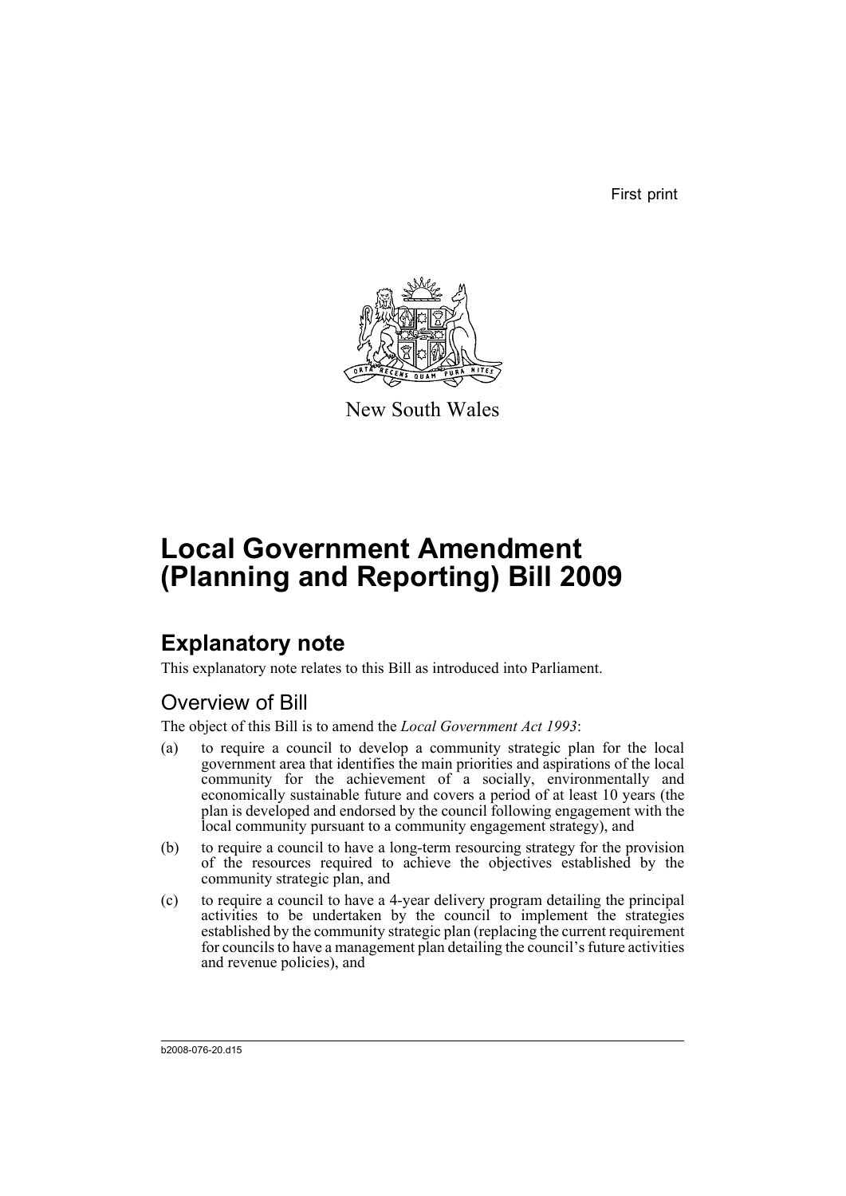First print

New South Wales

# Local Government Amendment (Planning and Reporting) Bill 2009

## Explanatory note

This explanatory note relates to this Bill as introduced into Parliament.

### Overview of Bill

The object of this Bill is to amend the *Local Government Act 1993*:

(a) to require a council to develop a community strategic plan for the local government area that identifies the main priorities and aspirations of the local community for the achievement of a socially, environmentally and economically sustainable future and covers a period of at least 10 years (the plan is developed and endorsed by the council following engagement with the local community pursuant to a community engagement strategy), and

(b) to require a council to have a long-term resourcing strategy for the provision of the resources required to achieve the objectives established by the community strategic plan, and

(c) to require a council to have a 4-year delivery program detailing the principal activities to be undertaken by the council to implement the strategies established by the community strategic plan (replacing the current requirement for councils to have a management plan detailing the council's future activities and revenue policies), and

b2008-076-20.d15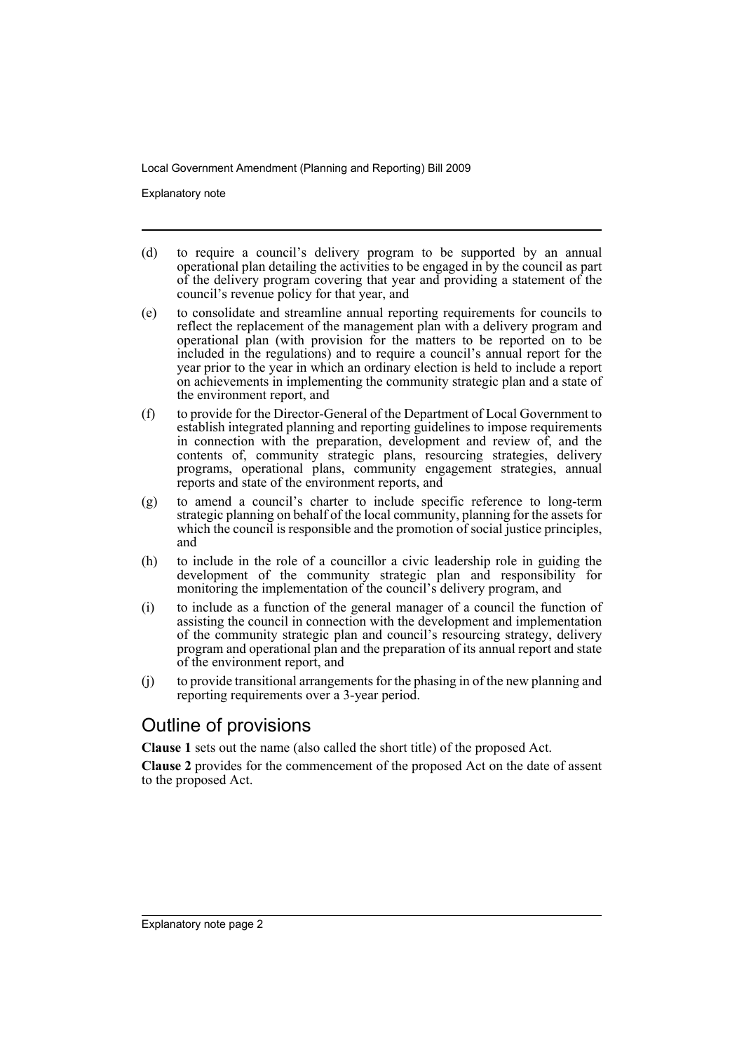(d) to require a council's delivery program to be supported by an annual operational plan detailing the activities to be engaged in by the council as part of the delivery program covering that year and providing a statement of the council's revenue policy for that year, and

(e) to consolidate and streamline annual reporting requirements for councils to reflect the replacement of the management plan with a delivery program and operational plan (with provision for the matters to be reported on to be included in the regulations) and to require a council's annual report for the year prior to the year in which an ordinary election is held to include a report on achievements in implementing the community strategic plan and a state of the environment report, and

(f) to provide for the Director-General of the Department of Local Government to establish integrated planning and reporting guidelines to impose requirements in connection with the preparation, development and review of, and the contents of, community strategic plans, resourcing strategies, delivery programs, operational plans, community engagement strategies, annual reports and state of the environment reports, and

(g) to amend a council's charter to include specific reference to long-term strategic planning on behalf of the local community, planning for the assets for which the council is responsible and the promotion of social justice principles, and

(h) to include in the role of a councillor a civic leadership role in guiding the development of the community strategic plan and responsibility for monitoring the implementation of the council's delivery program, and

(i) to include as a function of the general manager of a council the function of assisting the council in connection with the development and implementation of the community strategic plan and council's resourcing strategy, delivery program and operational plan and the preparation of its annual report and state of the environment report, and

(j) to provide transitional arrangements for the phasing in of the new planning and reporting requirements over a 3-year period.

## Outline of provisions

**Clause 1** sets out the name (also called the short title) of the proposed Act.

**Clause 2** provides for the commencement of the proposed Act on the date of assent to the proposed Act.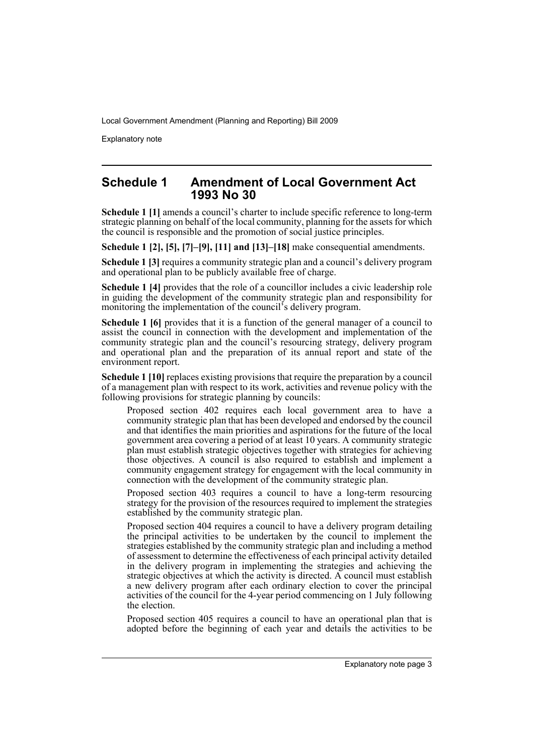## Schedule 1 Amendment of Local Government Act 1993 No 30

**Schedule 1 [1]** amends a council's charter to include specific reference to long-term strategic planning on behalf of the local community, planning for the assets for which the council is responsible and the promotion of social justice principles.

**Schedule 1 [2], [5], [7]–[9], [11] and [13]–[18]** make consequential amendments.

**Schedule 1 [3]** requires a community strategic plan and a council's delivery program and operational plan to be publicly available free of charge.

**Schedule 1 [4]** provides that the role of a councillor includes a civic leadership role in guiding the development of the community strategic plan and responsibility for monitoring the implementation of the council's delivery program.

**Schedule 1 [6]** provides that it is a function of the general manager of a council to assist the council in connection with the development and implementation of the community strategic plan and the council's resourcing strategy, delivery program and operational plan and the preparation of its annual report and state of the environment report.

**Schedule 1 [10]** replaces existing provisions that require the preparation by a council of a management plan with respect to its work, activities and revenue policy with the following provisions for strategic planning by councils:

Proposed section 402 requires each local government area to have a community strategic plan that has been developed and endorsed by the council and that identifies the main priorities and aspirations for the future of the local government area covering a period of at least 10 years. A community strategic plan must establish strategic objectives together with strategies for achieving those objectives. A council is also required to establish and implement a community engagement strategy for engagement with the local community in connection with the development of the community strategic plan.

Proposed section 403 requires a council to have a long-term resourcing strategy for the provision of the resources required to implement the strategies established by the community strategic plan.

Proposed section 404 requires a council to have a delivery program detailing the principal activities to be undertaken by the council to implement the strategies established by the community strategic plan and including a method of assessment to determine the effectiveness of each principal activity detailed in the delivery program in implementing the strategies and achieving the strategic objectives at which the activity is directed. A council must establish a new delivery program after each ordinary election to cover the principal activities of the council for the 4-year period commencing on 1 July following the election.

Proposed section 405 requires a council to have an operational plan that is adopted before the beginning of each year and details the activities to be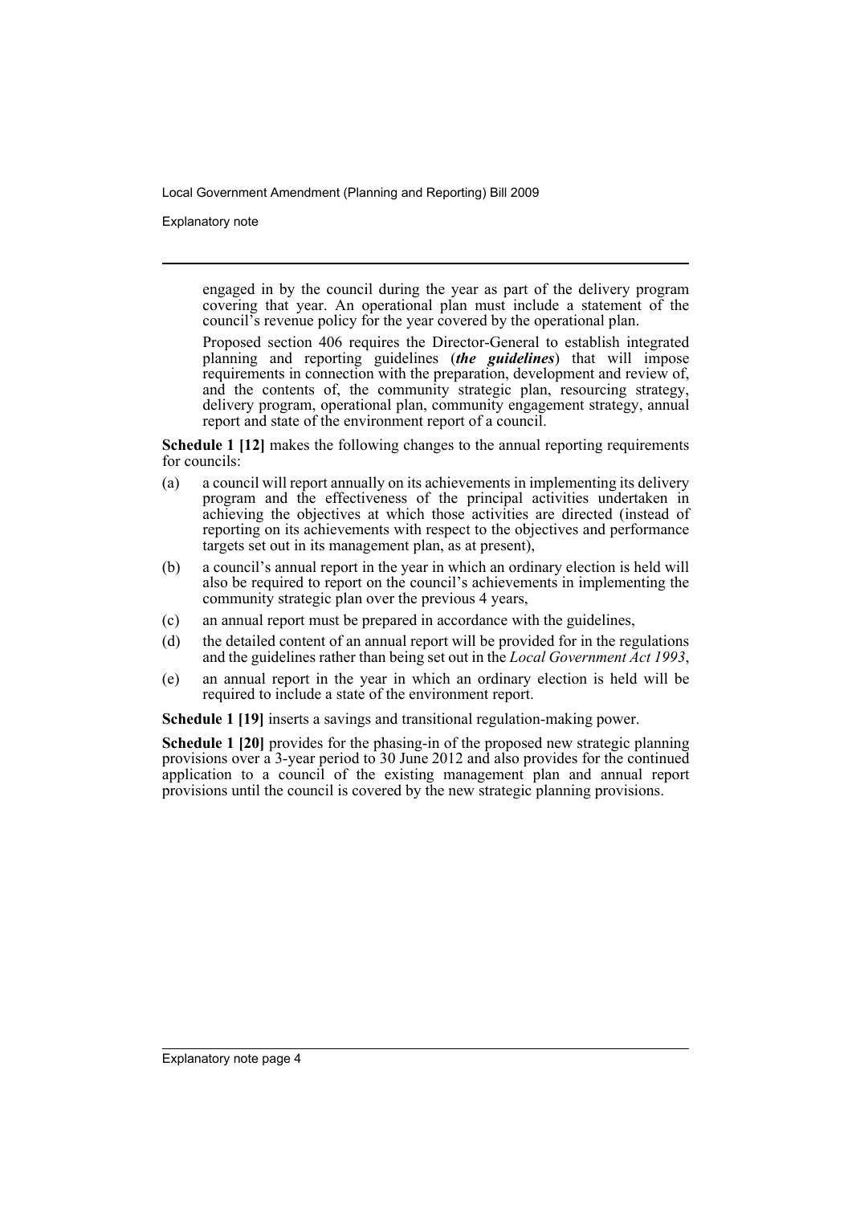engaged in by the council during the year as part of the delivery program covering that year. An operational plan must include a statement of the council's revenue policy for the year covered by the operational plan.

Proposed section 406 requires the Director-General to establish integrated planning and reporting guidelines (***the guidelines***) that will impose requirements in connection with the preparation, development and review of, and the contents of, the community strategic plan, resourcing strategy, delivery program, operational plan, community engagement strategy, annual report and state of the environment report of a council.

**Schedule 1 [12]** makes the following changes to the annual reporting requirements for councils:

(a) a council will report annually on its achievements in implementing its delivery program and the effectiveness of the principal activities undertaken in achieving the objectives at which those activities are directed (instead of reporting on its achievements with respect to the objectives and performance targets set out in its management plan, as at present),

(b) a council's annual report in the year in which an ordinary election is held will also be required to report on the council's achievements in implementing the community strategic plan over the previous 4 years,

(c) an annual report must be prepared in accordance with the guidelines,

(d) the detailed content of an annual report will be provided for in the regulations and the guidelines rather than being set out in the *Local Government Act 1993*,

(e) an annual report in the year in which an ordinary election is held will be required to include a state of the environment report.

**Schedule 1 [19]** inserts a savings and transitional regulation-making power.

**Schedule 1 [20]** provides for the phasing-in of the proposed new strategic planning provisions over a 3-year period to 30 June 2012 and also provides for the continued application to a council of the existing management plan and annual report provisions until the council is covered by the new strategic planning provisions.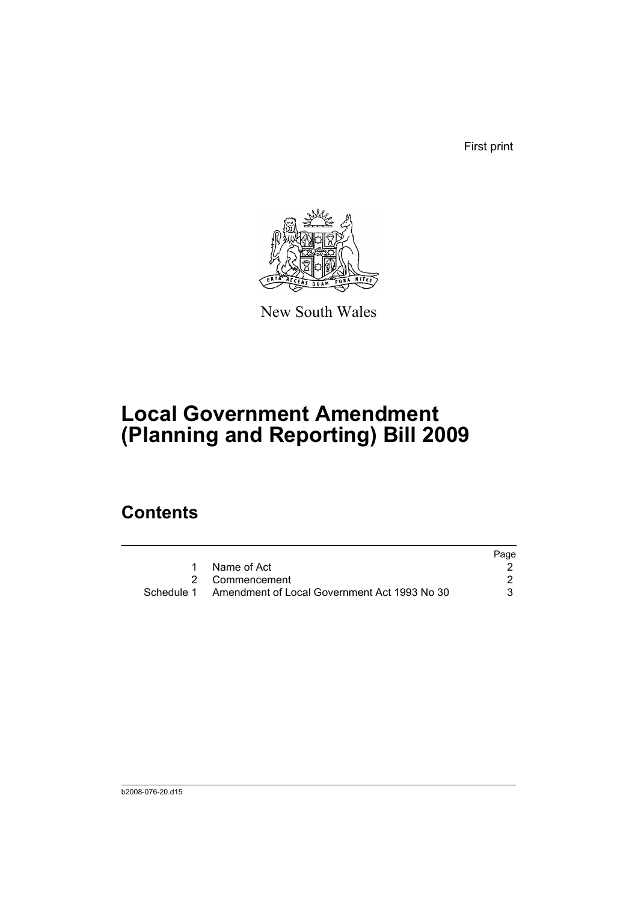First print

New South Wales

# Local Government Amendment (Planning and Reporting) Bill 2009

## Contents

| | | Page |
|---|---|---|
| 1 | Name of Act | 2 |
| 2 | Commencement | 2 |
| Schedule 1 | Amendment of Local Government Act 1993 No 30 | 3 |

b2008-076-20.d15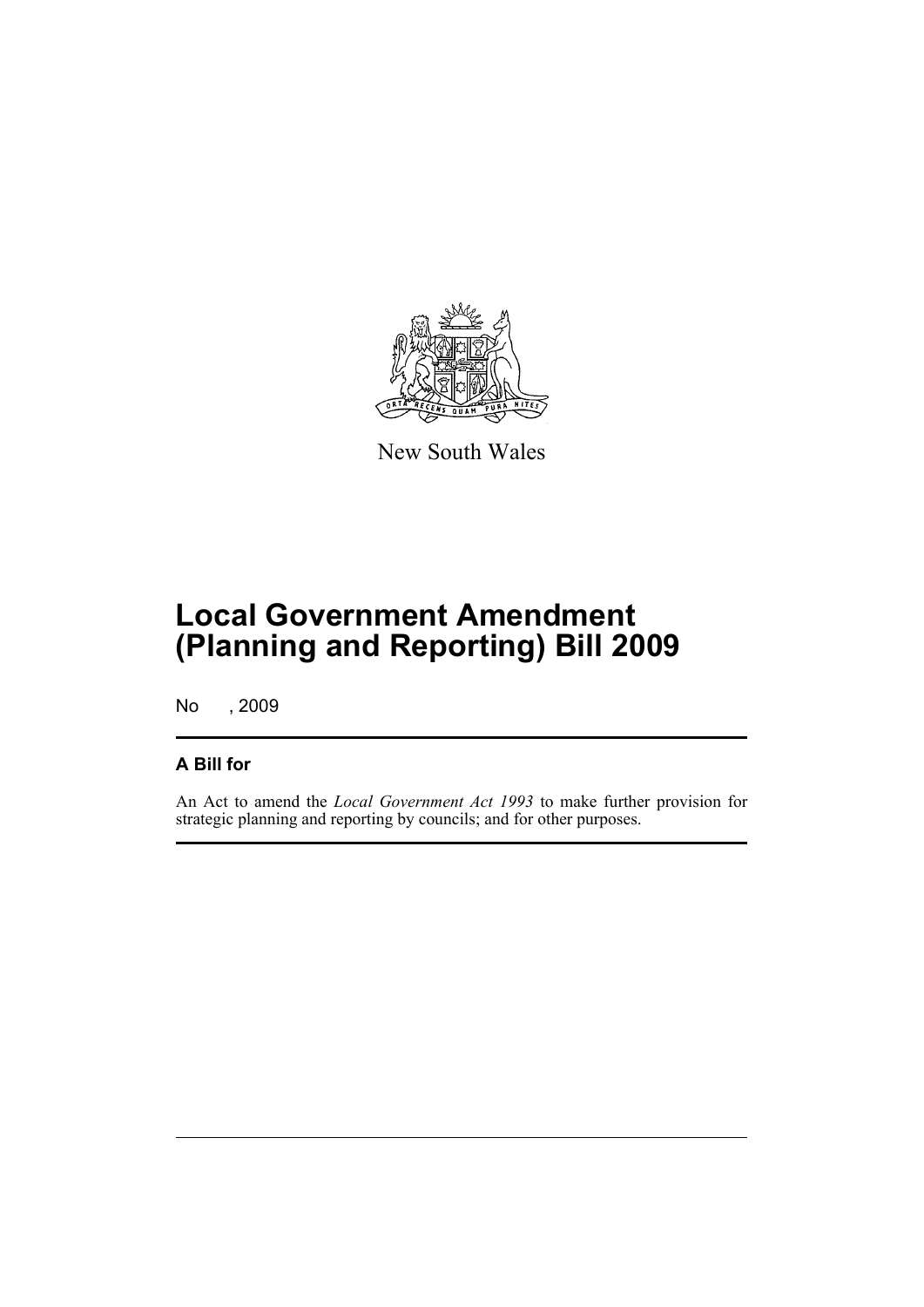New South Wales

# Local Government Amendment (Planning and Reporting) Bill 2009

No , 2009

## A Bill for

An Act to amend the *Local Government Act 1993* to make further provision for strategic planning and reporting by councils; and for other purposes.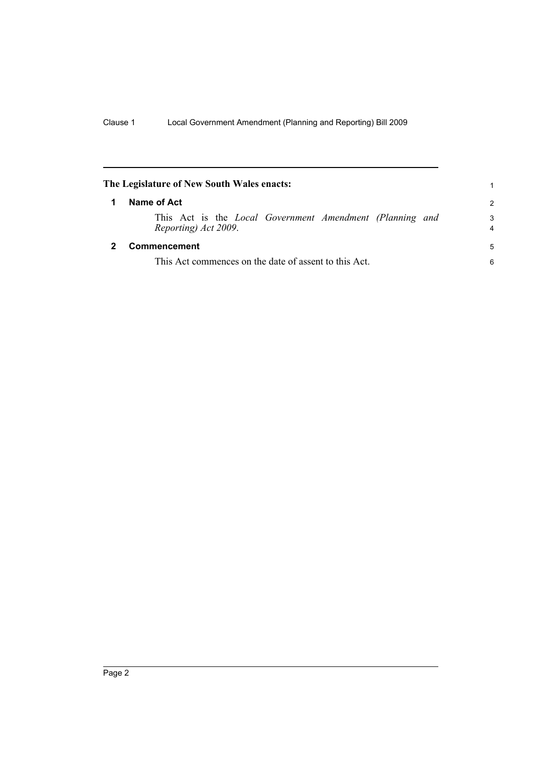## The Legislature of New South Wales enacts:

### 1 Name of Act

This Act is the *Local Government Amendment (Planning and Reporting) Act 2009*.

### 2 Commencement

This Act commences on the date of assent to this Act.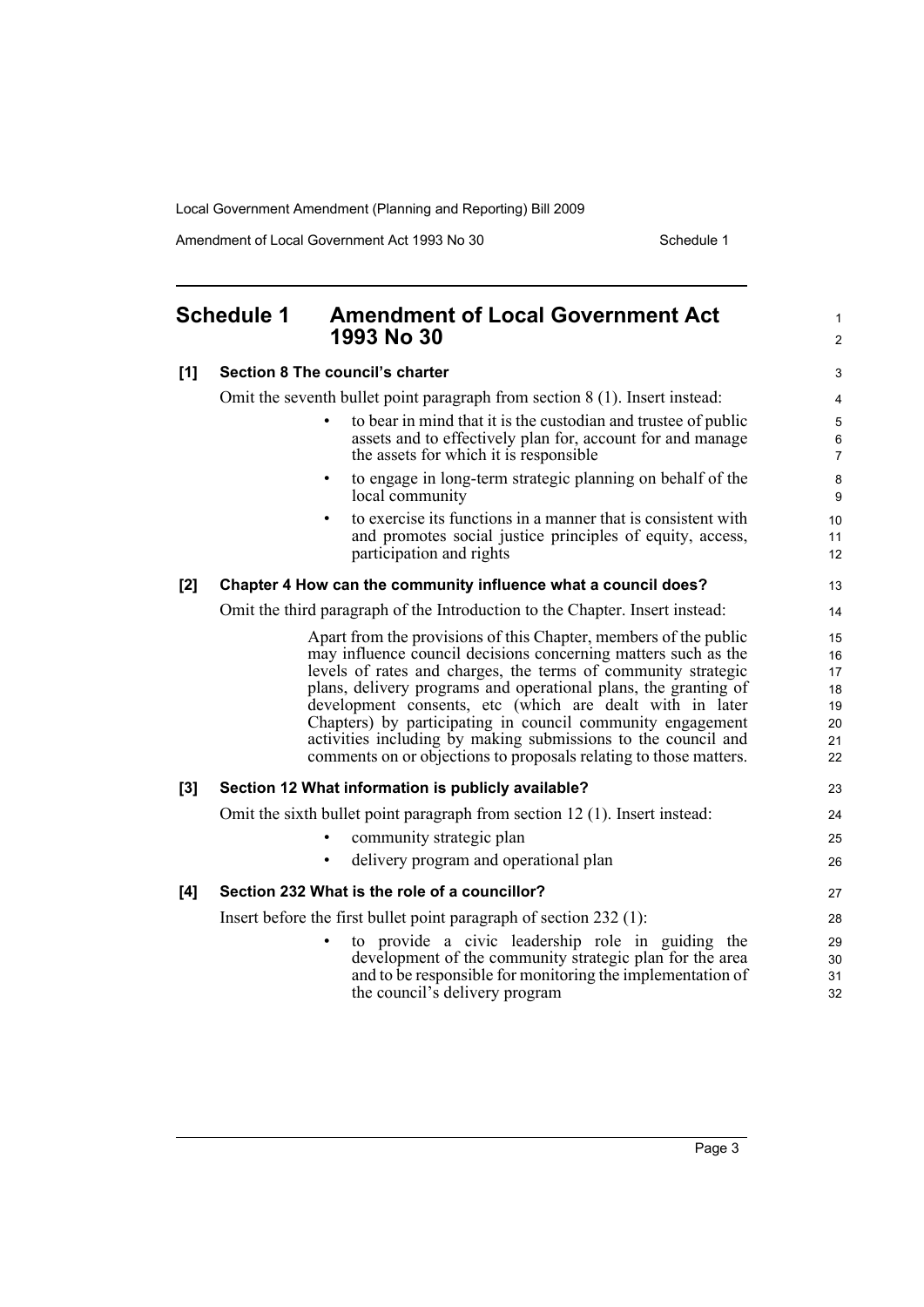## Schedule 1 Amendment of Local Government Act 1993 No 30

**[1] Section 8 The council's charter**

Omit the seventh bullet point paragraph from section 8 (1). Insert instead:

- to bear in mind that it is the custodian and trustee of public assets and to effectively plan for, account for and manage the assets for which it is responsible
- to engage in long-term strategic planning on behalf of the local community
- to exercise its functions in a manner that is consistent with and promotes social justice principles of equity, access, participation and rights

**[2] Chapter 4 How can the community influence what a council does?**

Omit the third paragraph of the Introduction to the Chapter. Insert instead:

> Apart from the provisions of this Chapter, members of the public may influence council decisions concerning matters such as the levels of rates and charges, the terms of community strategic plans, delivery programs and operational plans, the granting of development consents, etc (which are dealt with in later Chapters) by participating in council community engagement activities including by making submissions to the council and comments on or objections to proposals relating to those matters.

**[3] Section 12 What information is publicly available?**

Omit the sixth bullet point paragraph from section 12 (1). Insert instead:

- community strategic plan
- delivery program and operational plan

**[4] Section 232 What is the role of a councillor?**

Insert before the first bullet point paragraph of section 232 (1):

- to provide a civic leadership role in guiding the development of the community strategic plan for the area and to be responsible for monitoring the implementation of the council's delivery program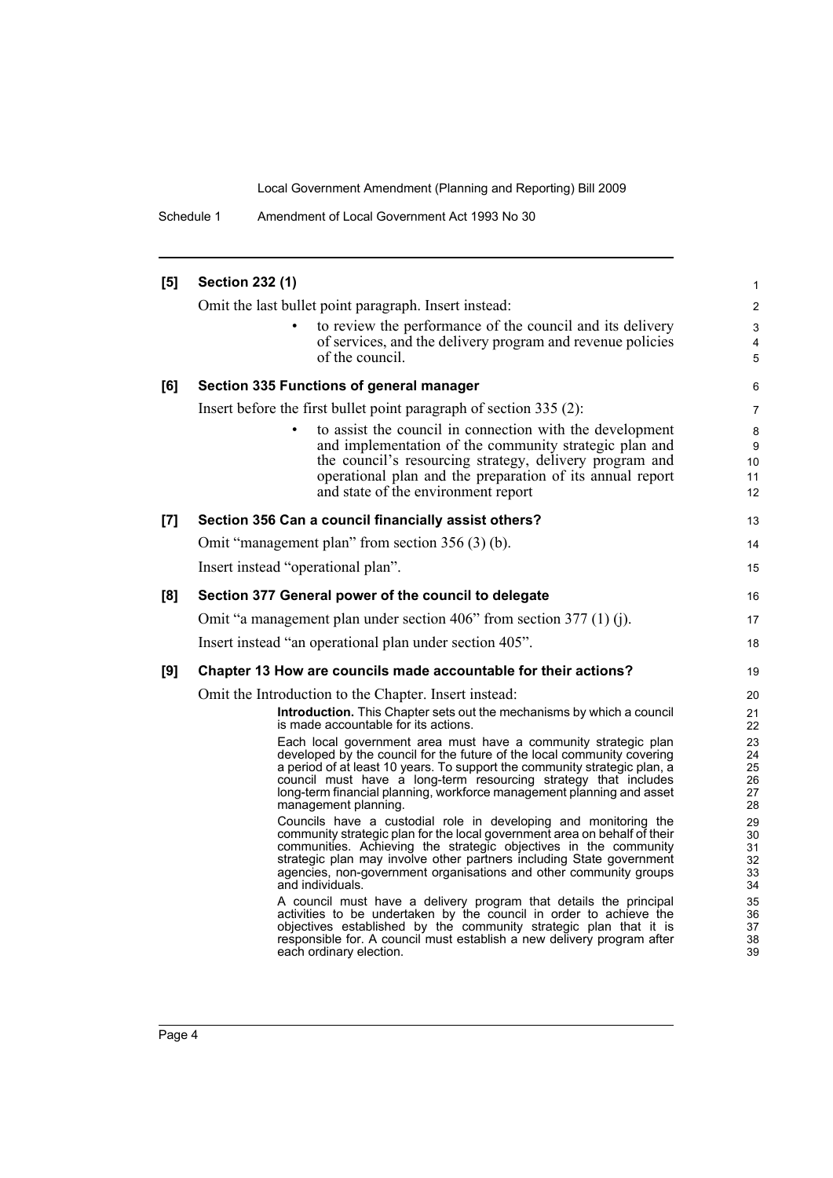**[5] Section 232 (1)**

Omit the last bullet point paragraph. Insert instead:

- to review the performance of the council and its delivery of services, and the delivery program and revenue policies of the council.

**[6] Section 335 Functions of general manager**

Insert before the first bullet point paragraph of section 335 (2):

- to assist the council in connection with the development and implementation of the community strategic plan and the council's resourcing strategy, delivery program and operational plan and the preparation of its annual report and state of the environment report

**[7] Section 356 Can a council financially assist others?**

Omit "management plan" from section 356 (3) (b).

Insert instead "operational plan".

**[8] Section 377 General power of the council to delegate**

Omit "a management plan under section 406" from section 377 (1) (j).

Insert instead "an operational plan under section 405".

**[9] Chapter 13 How are councils made accountable for their actions?**

Omit the Introduction to the Chapter. Insert instead:

**Introduction.** This Chapter sets out the mechanisms by which a council is made accountable for its actions.

Each local government area must have a community strategic plan developed by the council for the future of the local community covering a period of at least 10 years. To support the community strategic plan, a council must have a long-term resourcing strategy that includes long-term financial planning, workforce management planning and asset management planning.

Councils have a custodial role in developing and monitoring the community strategic plan for the local government area on behalf of their communities. Achieving the strategic objectives in the community strategic plan may involve other partners including State government agencies, non-government organisations and other community groups and individuals.

A council must have a delivery program that details the principal activities to be undertaken by the council in order to achieve the objectives established by the community strategic plan that it is responsible for. A council must establish a new delivery program after each ordinary election.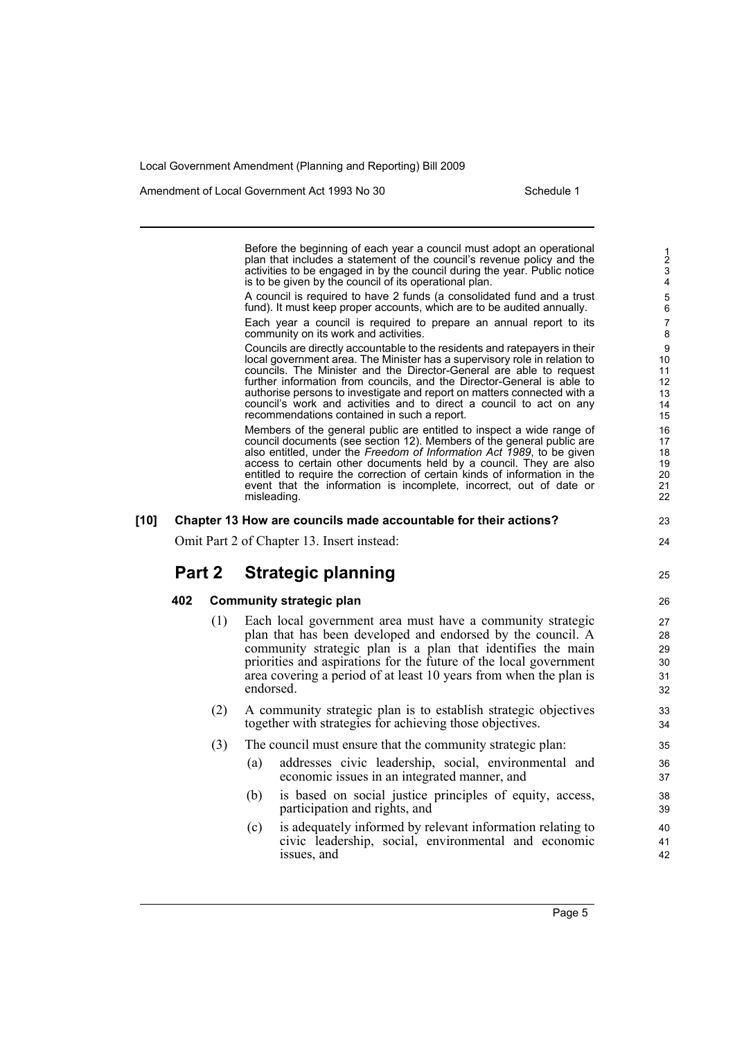Before the beginning of each year a council must adopt an operational plan that includes a statement of the council's revenue policy and the activities to be engaged in by the council during the year. Public notice is to be given by the council of its operational plan.

A council is required to have 2 funds (a consolidated fund and a trust fund). It must keep proper accounts, which are to be audited annually.

Each year a council is required to prepare an annual report to its community on its work and activities.

Councils are directly accountable to the residents and ratepayers in their local government area. The Minister has a supervisory role in relation to councils. The Minister and the Director-General are able to request further information from councils, and the Director-General is able to authorise persons to investigate and report on matters connected with a council's work and activities and to direct a council to act on any recommendations contained in such a report.

Members of the general public are entitled to inspect a wide range of council documents (see section 12). Members of the general public are also entitled, under the *Freedom of Information Act 1989*, to be given access to certain other documents held by a council. They are also entitled to require the correction of certain kinds of information in the event that the information is incomplete, incorrect, out of date or misleading.

**[10] Chapter 13 How are councils made accountable for their actions?**

Omit Part 2 of Chapter 13. Insert instead:

## Part 2 Strategic planning

### 402 Community strategic plan

(1) Each local government area must have a community strategic plan that has been developed and endorsed by the council. A community strategic plan is a plan that identifies the main priorities and aspirations for the future of the local government area covering a period of at least 10 years from when the plan is endorsed.

(2) A community strategic plan is to establish strategic objectives together with strategies for achieving those objectives.

(3) The council must ensure that the community strategic plan:

- (a) addresses civic leadership, social, environmental and economic issues in an integrated manner, and
- (b) is based on social justice principles of equity, access, participation and rights, and
- (c) is adequately informed by relevant information relating to civic leadership, social, environmental and economic issues, and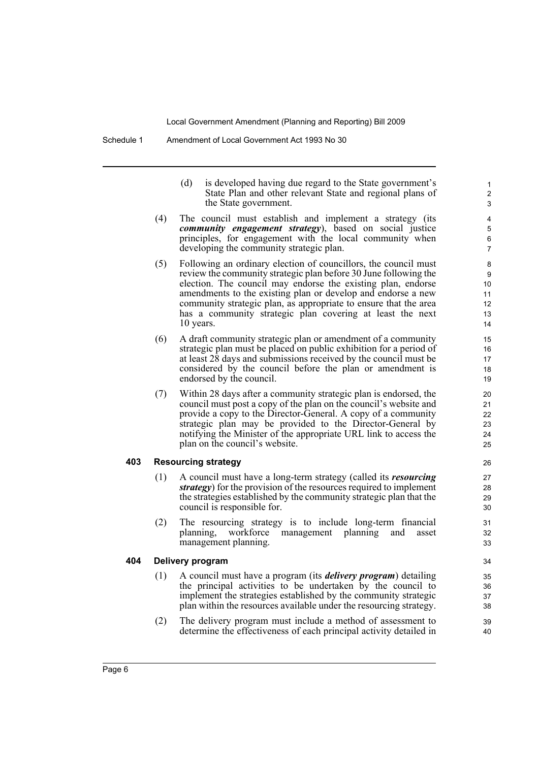(d) is developed having due regard to the State government's State Plan and other relevant State and regional plans of the State government.

(4) The council must establish and implement a strategy (its ***community engagement strategy***), based on social justice principles, for engagement with the local community when developing the community strategic plan.

(5) Following an ordinary election of councillors, the council must review the community strategic plan before 30 June following the election. The council may endorse the existing plan, endorse amendments to the existing plan or develop and endorse a new community strategic plan, as appropriate to ensure that the area has a community strategic plan covering at least the next 10 years.

(6) A draft community strategic plan or amendment of a community strategic plan must be placed on public exhibition for a period of at least 28 days and submissions received by the council must be considered by the council before the plan or amendment is endorsed by the council.

(7) Within 28 days after a community strategic plan is endorsed, the council must post a copy of the plan on the council's website and provide a copy to the Director-General. A copy of a community strategic plan may be provided to the Director-General by notifying the Minister of the appropriate URL link to access the plan on the council's website.

**403 Resourcing strategy**

(1) A council must have a long-term strategy (called its ***resourcing strategy***) for the provision of the resources required to implement the strategies established by the community strategic plan that the council is responsible for.

(2) The resourcing strategy is to include long-term financial planning, workforce management planning and asset management planning.

**404 Delivery program**

(1) A council must have a program (its ***delivery program***) detailing the principal activities to be undertaken by the council to implement the strategies established by the community strategic plan within the resources available under the resourcing strategy.

(2) The delivery program must include a method of assessment to determine the effectiveness of each principal activity detailed in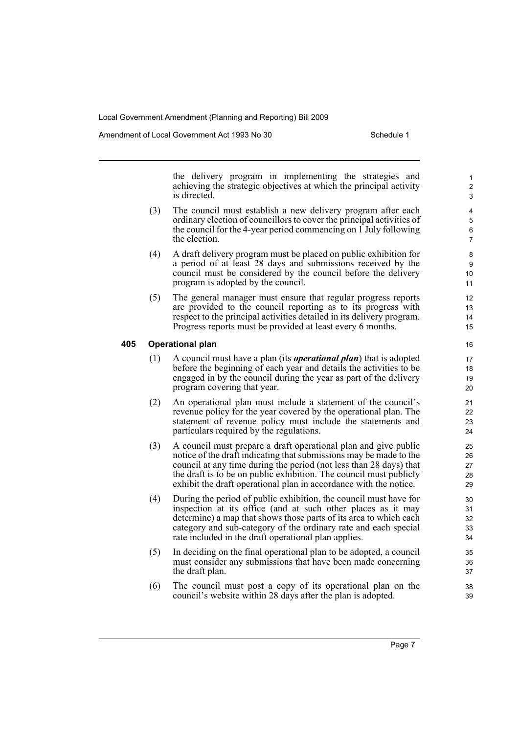the delivery program in implementing the strategies and achieving the strategic objectives at which the principal activity is directed.

(3) The council must establish a new delivery program after each ordinary election of councillors to cover the principal activities of the council for the 4-year period commencing on 1 July following the election.

(4) A draft delivery program must be placed on public exhibition for a period of at least 28 days and submissions received by the council must be considered by the council before the delivery program is adopted by the council.

(5) The general manager must ensure that regular progress reports are provided to the council reporting as to its progress with respect to the principal activities detailed in its delivery program. Progress reports must be provided at least every 6 months.

**405 Operational plan**

(1) A council must have a plan (its ***operational plan***) that is adopted before the beginning of each year and details the activities to be engaged in by the council during the year as part of the delivery program covering that year.

(2) An operational plan must include a statement of the council's revenue policy for the year covered by the operational plan. The statement of revenue policy must include the statements and particulars required by the regulations.

(3) A council must prepare a draft operational plan and give public notice of the draft indicating that submissions may be made to the council at any time during the period (not less than 28 days) that the draft is to be on public exhibition. The council must publicly exhibit the draft operational plan in accordance with the notice.

(4) During the period of public exhibition, the council must have for inspection at its office (and at such other places as it may determine) a map that shows those parts of its area to which each category and sub-category of the ordinary rate and each special rate included in the draft operational plan applies.

(5) In deciding on the final operational plan to be adopted, a council must consider any submissions that have been made concerning the draft plan.

(6) The council must post a copy of its operational plan on the council's website within 28 days after the plan is adopted.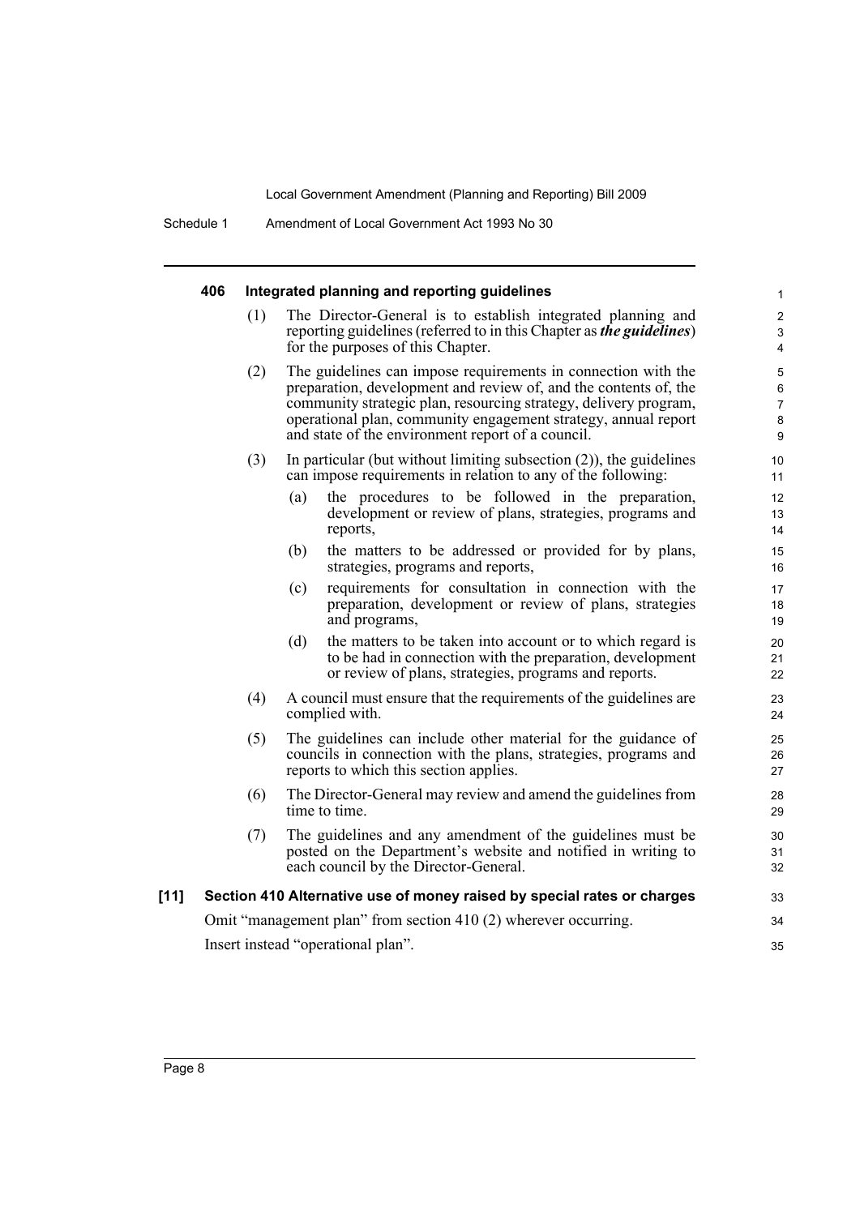#### 406 Integrated planning and reporting guidelines

(1) The Director-General is to establish integrated planning and reporting guidelines (referred to in this Chapter as ***the guidelines***) for the purposes of this Chapter.

(2) The guidelines can impose requirements in connection with the preparation, development and review of, and the contents of, the community strategic plan, resourcing strategy, delivery program, operational plan, community engagement strategy, annual report and state of the environment report of a council.

(3) In particular (but without limiting subsection (2)), the guidelines can impose requirements in relation to any of the following:

- (a) the procedures to be followed in the preparation, development or review of plans, strategies, programs and reports,
- (b) the matters to be addressed or provided for by plans, strategies, programs and reports,
- (c) requirements for consultation in connection with the preparation, development or review of plans, strategies and programs,
- (d) the matters to be taken into account or to which regard is to be had in connection with the preparation, development or review of plans, strategies, programs and reports.

(4) A council must ensure that the requirements of the guidelines are complied with.

(5) The guidelines can include other material for the guidance of councils in connection with the plans, strategies, programs and reports to which this section applies.

(6) The Director-General may review and amend the guidelines from time to time.

(7) The guidelines and any amendment of the guidelines must be posted on the Department's website and notified in writing to each council by the Director-General.

### [11] Section 410 Alternative use of money raised by special rates or charges

Omit "management plan" from section 410 (2) wherever occurring.

Insert instead "operational plan".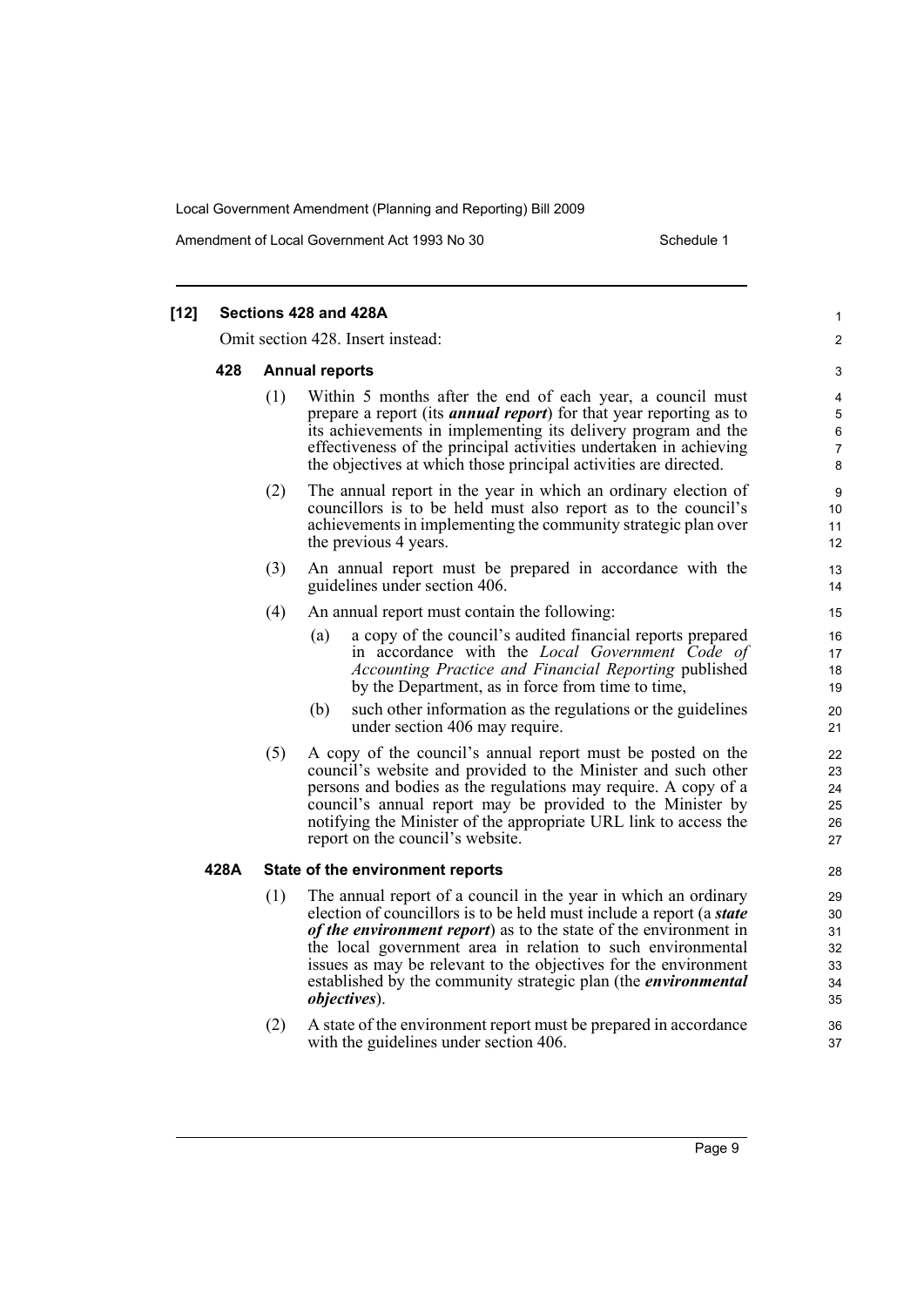**[12] Sections 428 and 428A**

Omit section 428. Insert instead:

**428 Annual reports**

(1) Within 5 months after the end of each year, a council must prepare a report (its ***annual report***) for that year reporting as to its achievements in implementing its delivery program and the effectiveness of the principal activities undertaken in achieving the objectives at which those principal activities are directed.

(2) The annual report in the year in which an ordinary election of councillors is to be held must also report as to the council's achievements in implementing the community strategic plan over the previous 4 years.

(3) An annual report must be prepared in accordance with the guidelines under section 406.

(4) An annual report must contain the following:

(a) a copy of the council's audited financial reports prepared in accordance with the *Local Government Code of Accounting Practice and Financial Reporting* published by the Department, as in force from time to time,

(b) such other information as the regulations or the guidelines under section 406 may require.

(5) A copy of the council's annual report must be posted on the council's website and provided to the Minister and such other persons and bodies as the regulations may require. A copy of a council's annual report may be provided to the Minister by notifying the Minister of the appropriate URL link to access the report on the council's website.

**428A State of the environment reports**

(1) The annual report of a council in the year in which an ordinary election of councillors is to be held must include a report (a ***state of the environment report***) as to the state of the environment in the local government area in relation to such environmental issues as may be relevant to the objectives for the environment established by the community strategic plan (the ***environmental objectives***).

(2) A state of the environment report must be prepared in accordance with the guidelines under section 406.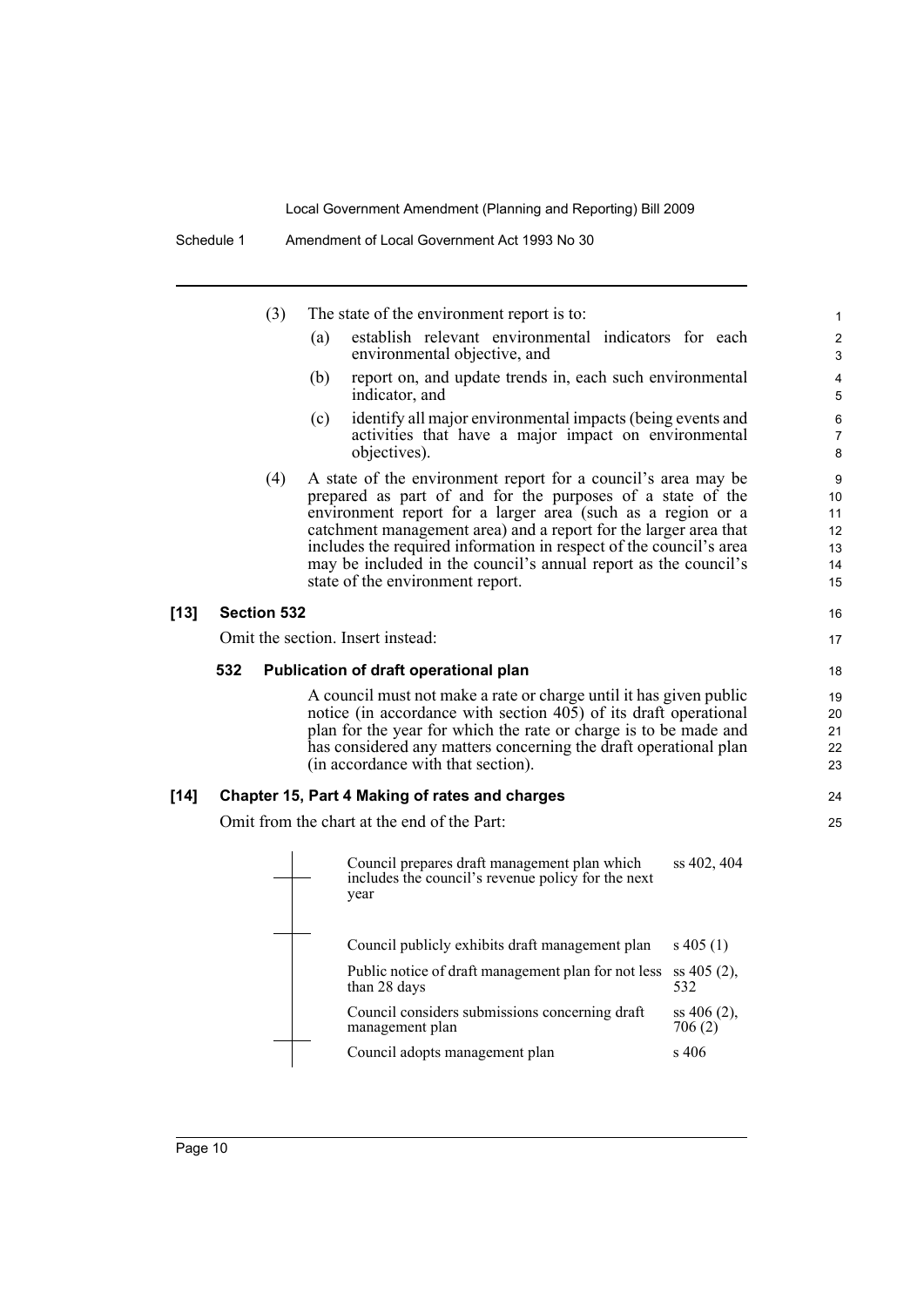(3) The state of the environment report is to:

(a) establish relevant environmental indicators for each environmental objective, and

(b) report on, and update trends in, each such environmental indicator, and

(c) identify all major environmental impacts (being events and activities that have a major impact on environmental objectives).

(4) A state of the environment report for a council's area may be prepared as part of and for the purposes of a state of the environment report for a larger area (such as a region or a catchment management area) and a report for the larger area that includes the required information in respect of the council's area may be included in the council's annual report as the council's state of the environment report.

**[13] Section 532**

Omit the section. Insert instead:

**532 Publication of draft operational plan**

A council must not make a rate or charge until it has given public notice (in accordance with section 405) of its draft operational plan for the year for which the rate or charge is to be made and has considered any matters concerning the draft operational plan (in accordance with that section).

**[14] Chapter 15, Part 4 Making of rates and charges**

Omit from the chart at the end of the Part:

| | |
|---|---|
| Council prepares draft management plan which includes the council's revenue policy for the next year | ss 402, 404 |
| Council publicly exhibits draft management plan | s 405 (1) |
| Public notice of draft management plan for not less than 28 days | ss 405 (2), 532 |
| Council considers submissions concerning draft management plan | ss 406 (2), 706 (2) |
| Council adopts management plan | s 406 |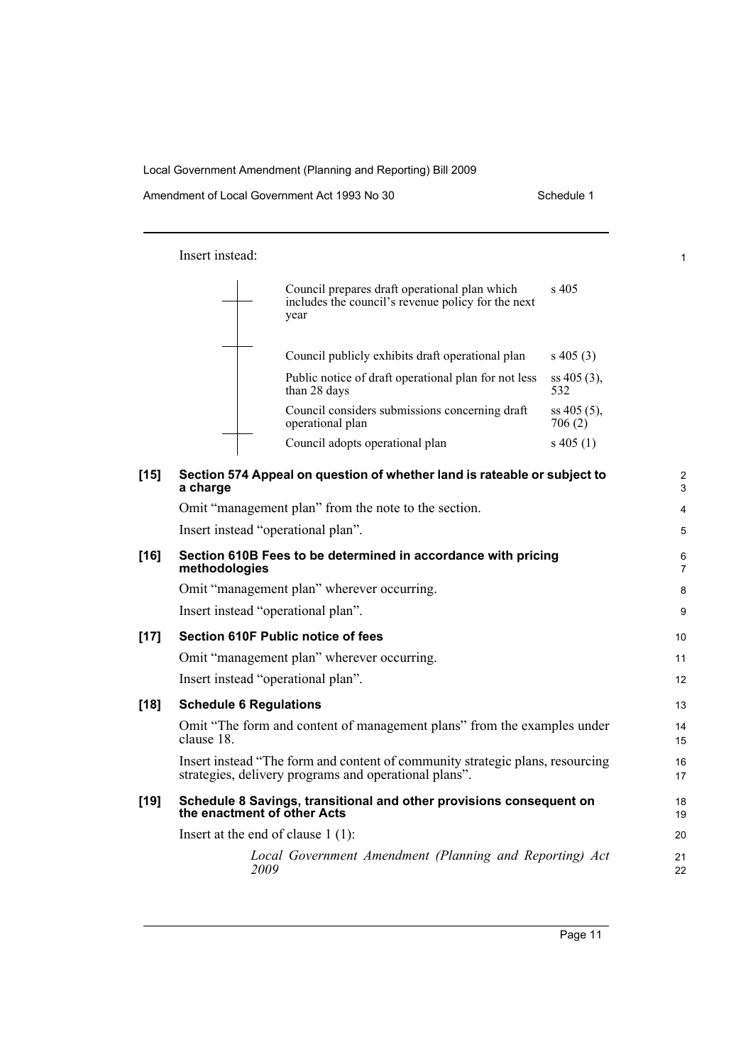Insert instead:

| | |
|---|---|
| Council prepares draft operational plan which includes the council's revenue policy for the next year | s 405 |
| Council publicly exhibits draft operational plan | s 405 (3) |
| Public notice of draft operational plan for not less than 28 days | ss 405 (3), 532 |
| Council considers submissions concerning draft operational plan | ss 405 (5), 706 (2) |
| Council adopts operational plan | s 405 (1) |

**[15] Section 574 Appeal on question of whether land is rateable or subject to a charge**

Omit "management plan" from the note to the section.

Insert instead "operational plan".

**[16] Section 610B Fees to be determined in accordance with pricing methodologies**

Omit "management plan" wherever occurring.

Insert instead "operational plan".

**[17] Section 610F Public notice of fees**

Omit "management plan" wherever occurring.

Insert instead "operational plan".

**[18] Schedule 6 Regulations**

Omit "The form and content of management plans" from the examples under clause 18.

Insert instead "The form and content of community strategic plans, resourcing strategies, delivery programs and operational plans".

**[19] Schedule 8 Savings, transitional and other provisions consequent on the enactment of other Acts**

Insert at the end of clause 1 (1):

*Local Government Amendment (Planning and Reporting) Act 2009*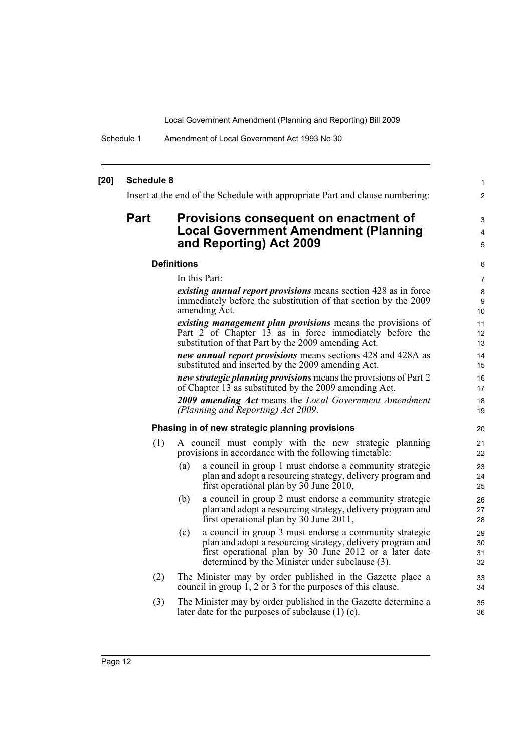**[20] Schedule 8**

Insert at the end of the Schedule with appropriate Part and clause numbering:

# Part Provisions consequent on enactment of Local Government Amendment (Planning and Reporting) Act 2009

### Definitions

In this Part:

***existing annual report provisions*** means section 428 as in force immediately before the substitution of that section by the 2009 amending Act.

***existing management plan provisions*** means the provisions of Part 2 of Chapter 13 as in force immediately before the substitution of that Part by the 2009 amending Act.

***new annual report provisions*** means sections 428 and 428A as substituted and inserted by the 2009 amending Act.

***new strategic planning provisions*** means the provisions of Part 2 of Chapter 13 as substituted by the 2009 amending Act.

***2009 amending Act*** means the *Local Government Amendment (Planning and Reporting) Act 2009*.

### Phasing in of new strategic planning provisions

(1) A council must comply with the new strategic planning provisions in accordance with the following timetable:

- (a) a council in group 1 must endorse a community strategic plan and adopt a resourcing strategy, delivery program and first operational plan by 30 June 2010,
- (b) a council in group 2 must endorse a community strategic plan and adopt a resourcing strategy, delivery program and first operational plan by 30 June 2011,
- (c) a council in group 3 must endorse a community strategic plan and adopt a resourcing strategy, delivery program and first operational plan by 30 June 2012 or a later date determined by the Minister under subclause (3).

(2) The Minister may by order published in the Gazette place a council in group 1, 2 or 3 for the purposes of this clause.

(3) The Minister may by order published in the Gazette determine a later date for the purposes of subclause (1) (c).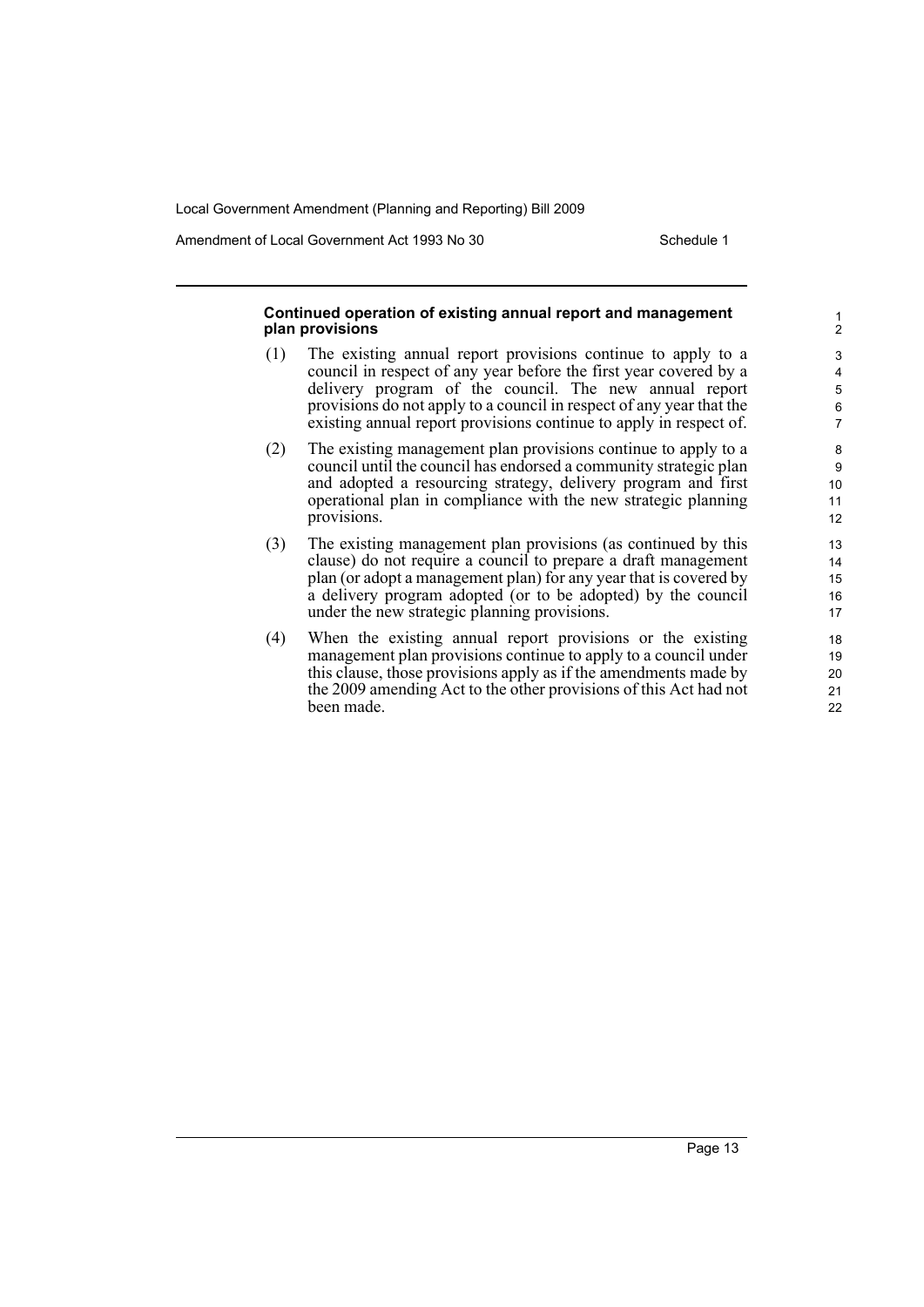**Continued operation of existing annual report and management plan provisions**

(1) The existing annual report provisions continue to apply to a council in respect of any year before the first year covered by a delivery program of the council. The new annual report provisions do not apply to a council in respect of any year that the existing annual report provisions continue to apply in respect of.

(2) The existing management plan provisions continue to apply to a council until the council has endorsed a community strategic plan and adopted a resourcing strategy, delivery program and first operational plan in compliance with the new strategic planning provisions.

(3) The existing management plan provisions (as continued by this clause) do not require a council to prepare a draft management plan (or adopt a management plan) for any year that is covered by a delivery program adopted (or to be adopted) by the council under the new strategic planning provisions.

(4) When the existing annual report provisions or the existing management plan provisions continue to apply to a council under this clause, those provisions apply as if the amendments made by the 2009 amending Act to the other provisions of this Act had not been made.